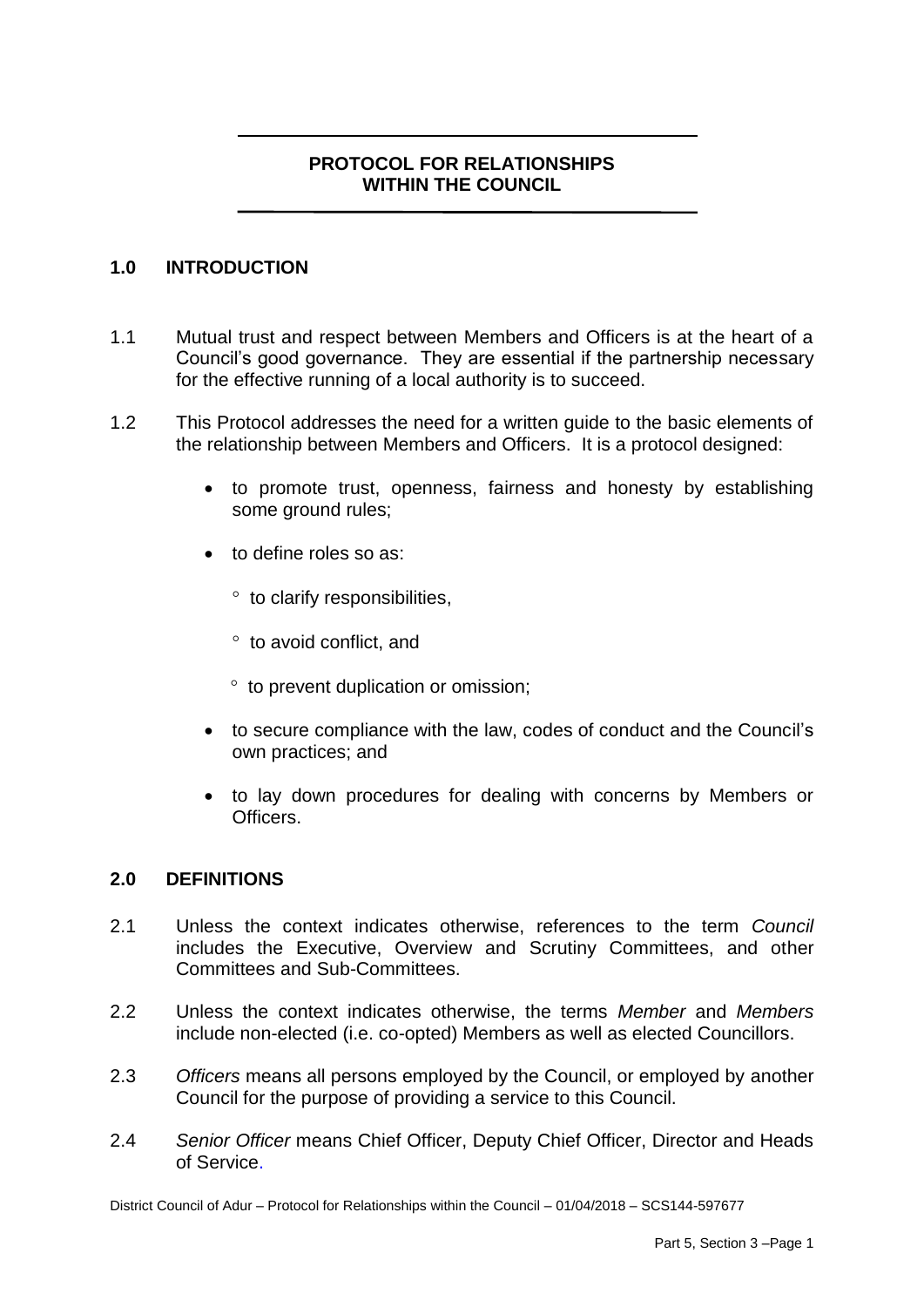# PROTOCOL FOR RELATIONSHIPS WITHIN THE COUNCIL

## 1.0 INTRODUCTION

1.1 Mutual trust and respect between Members and Officers is at the heart of a Council's good governance. They are essential if the partnership necessary for the effective running of a local authority is to succeed.

1.2 This Protocol addresses the need for a written guide to the basic elements of the relationship between Members and Officers. It is a protocol designed:

- to promote trust, openness, fairness and honesty by establishing some ground rules;
- to define roles so as:
  - to clarify responsibilities,
  - to avoid conflict, and
  - to prevent duplication or omission;
- to secure compliance with the law, codes of conduct and the Council's own practices; and
- to lay down procedures for dealing with concerns by Members or Officers.

## 2.0 DEFINITIONS

2.1 Unless the context indicates otherwise, references to the term *Council* includes the Executive, Overview and Scrutiny Committees, and other Committees and Sub-Committees.

2.2 Unless the context indicates otherwise, the terms *Member* and *Members* include non-elected (i.e. co-opted) Members as well as elected Councillors.

2.3 *Officers* means all persons employed by the Council, or employed by another Council for the purpose of providing a service to this Council.

2.4 *Senior Officer* means Chief Officer, Deputy Chief Officer, Director and Heads of Service.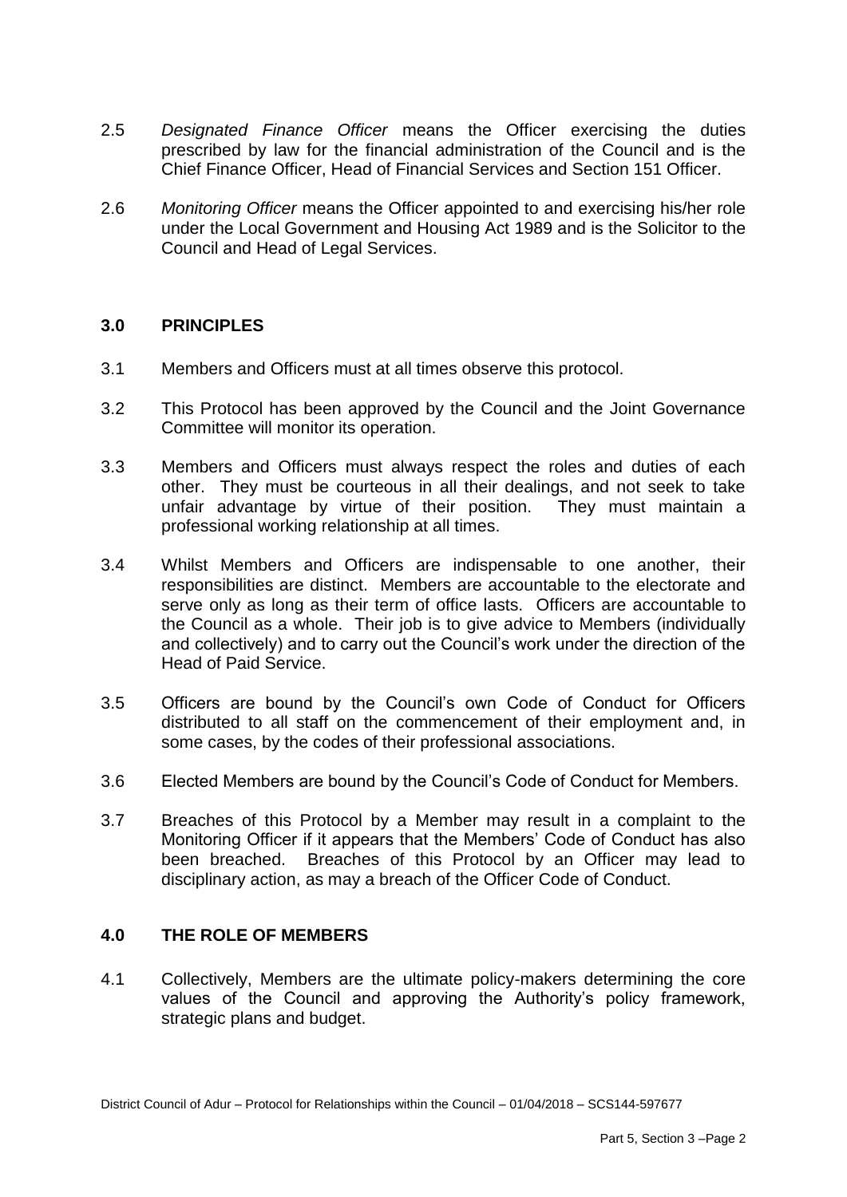2.5 *Designated Finance Officer* means the Officer exercising the duties prescribed by law for the financial administration of the Council and is the Chief Finance Officer, Head of Financial Services and Section 151 Officer.

2.6 *Monitoring Officer* means the Officer appointed to and exercising his/her role under the Local Government and Housing Act 1989 and is the Solicitor to the Council and Head of Legal Services.

## 3.0 PRINCIPLES

3.1 Members and Officers must at all times observe this protocol.

3.2 This Protocol has been approved by the Council and the Joint Governance Committee will monitor its operation.

3.3 Members and Officers must always respect the roles and duties of each other. They must be courteous in all their dealings, and not seek to take unfair advantage by virtue of their position. They must maintain a professional working relationship at all times.

3.4 Whilst Members and Officers are indispensable to one another, their responsibilities are distinct. Members are accountable to the electorate and serve only as long as their term of office lasts. Officers are accountable to the Council as a whole. Their job is to give advice to Members (individually and collectively) and to carry out the Council's work under the direction of the Head of Paid Service.

3.5 Officers are bound by the Council's own Code of Conduct for Officers distributed to all staff on the commencement of their employment and, in some cases, by the codes of their professional associations.

3.6 Elected Members are bound by the Council's Code of Conduct for Members.

3.7 Breaches of this Protocol by a Member may result in a complaint to the Monitoring Officer if it appears that the Members' Code of Conduct has also been breached. Breaches of this Protocol by an Officer may lead to disciplinary action, as may a breach of the Officer Code of Conduct.

## 4.0 THE ROLE OF MEMBERS

4.1 Collectively, Members are the ultimate policy-makers determining the core values of the Council and approving the Authority's policy framework, strategic plans and budget.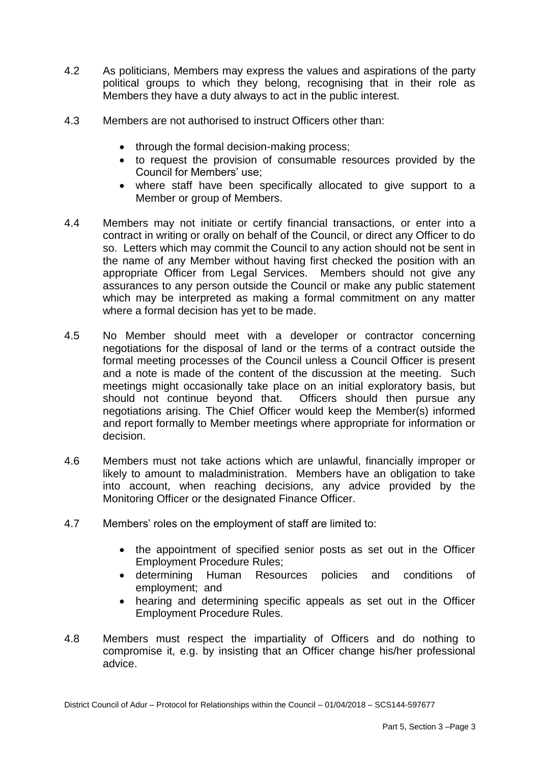4.2 As politicians, Members may express the values and aspirations of the party political groups to which they belong, recognising that in their role as Members they have a duty always to act in the public interest.

4.3 Members are not authorised to instruct Officers other than:

- through the formal decision-making process;
- to request the provision of consumable resources provided by the Council for Members' use;
- where staff have been specifically allocated to give support to a Member or group of Members.

4.4 Members may not initiate or certify financial transactions, or enter into a contract in writing or orally on behalf of the Council, or direct any Officer to do so. Letters which may commit the Council to any action should not be sent in the name of any Member without having first checked the position with an appropriate Officer from Legal Services. Members should not give any assurances to any person outside the Council or make any public statement which may be interpreted as making a formal commitment on any matter where a formal decision has yet to be made.

4.5 No Member should meet with a developer or contractor concerning negotiations for the disposal of land or the terms of a contract outside the formal meeting processes of the Council unless a Council Officer is present and a note is made of the content of the discussion at the meeting. Such meetings might occasionally take place on an initial exploratory basis, but should not continue beyond that. Officers should then pursue any negotiations arising. The Chief Officer would keep the Member(s) informed and report formally to Member meetings where appropriate for information or decision.

4.6 Members must not take actions which are unlawful, financially improper or likely to amount to maladministration. Members have an obligation to take into account, when reaching decisions, any advice provided by the Monitoring Officer or the designated Finance Officer.

4.7 Members' roles on the employment of staff are limited to:

- the appointment of specified senior posts as set out in the Officer Employment Procedure Rules;
- determining Human Resources policies and conditions of employment; and
- hearing and determining specific appeals as set out in the Officer Employment Procedure Rules.

4.8 Members must respect the impartiality of Officers and do nothing to compromise it, e.g. by insisting that an Officer change his/her professional advice.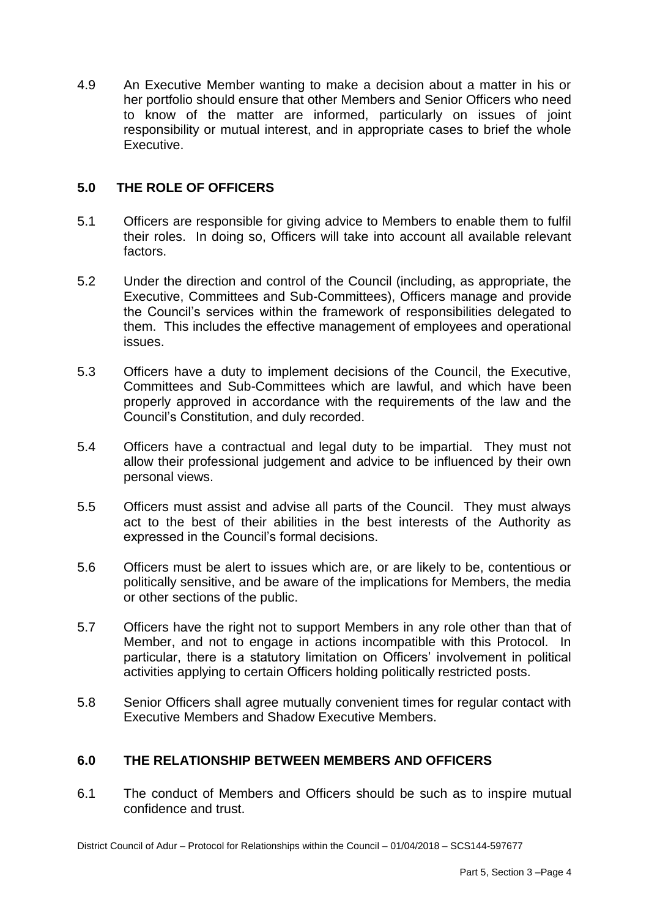4.9 An Executive Member wanting to make a decision about a matter in his or her portfolio should ensure that other Members and Senior Officers who need to know of the matter are informed, particularly on issues of joint responsibility or mutual interest, and in appropriate cases to brief the whole Executive.

## 5.0 THE ROLE OF OFFICERS

5.1 Officers are responsible for giving advice to Members to enable them to fulfil their roles. In doing so, Officers will take into account all available relevant factors.

5.2 Under the direction and control of the Council (including, as appropriate, the Executive, Committees and Sub-Committees), Officers manage and provide the Council's services within the framework of responsibilities delegated to them. This includes the effective management of employees and operational issues.

5.3 Officers have a duty to implement decisions of the Council, the Executive, Committees and Sub-Committees which are lawful, and which have been properly approved in accordance with the requirements of the law and the Council's Constitution, and duly recorded.

5.4 Officers have a contractual and legal duty to be impartial. They must not allow their professional judgement and advice to be influenced by their own personal views.

5.5 Officers must assist and advise all parts of the Council. They must always act to the best of their abilities in the best interests of the Authority as expressed in the Council's formal decisions.

5.6 Officers must be alert to issues which are, or are likely to be, contentious or politically sensitive, and be aware of the implications for Members, the media or other sections of the public.

5.7 Officers have the right not to support Members in any role other than that of Member, and not to engage in actions incompatible with this Protocol. In particular, there is a statutory limitation on Officers' involvement in political activities applying to certain Officers holding politically restricted posts.

5.8 Senior Officers shall agree mutually convenient times for regular contact with Executive Members and Shadow Executive Members.

## 6.0 THE RELATIONSHIP BETWEEN MEMBERS AND OFFICERS

6.1 The conduct of Members and Officers should be such as to inspire mutual confidence and trust.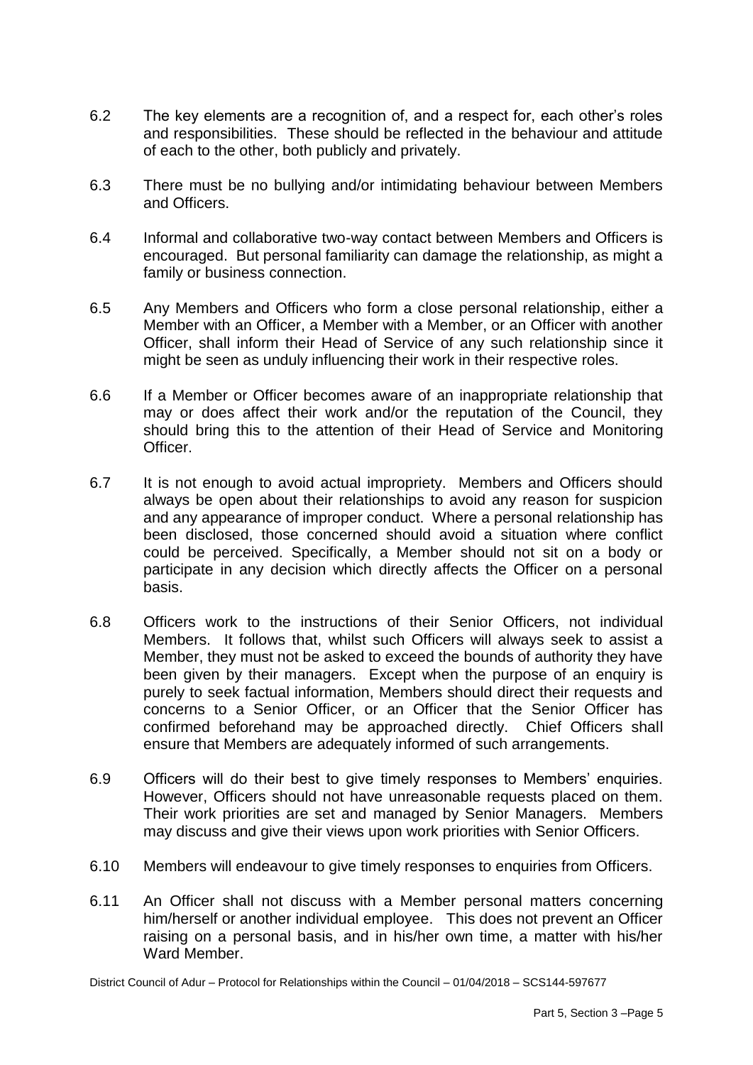6.2 The key elements are a recognition of, and a respect for, each other's roles and responsibilities. These should be reflected in the behaviour and attitude of each to the other, both publicly and privately.

6.3 There must be no bullying and/or intimidating behaviour between Members and Officers.

6.4 Informal and collaborative two-way contact between Members and Officers is encouraged. But personal familiarity can damage the relationship, as might a family or business connection.

6.5 Any Members and Officers who form a close personal relationship, either a Member with an Officer, a Member with a Member, or an Officer with another Officer, shall inform their Head of Service of any such relationship since it might be seen as unduly influencing their work in their respective roles.

6.6 If a Member or Officer becomes aware of an inappropriate relationship that may or does affect their work and/or the reputation of the Council, they should bring this to the attention of their Head of Service and Monitoring Officer.

6.7 It is not enough to avoid actual impropriety. Members and Officers should always be open about their relationships to avoid any reason for suspicion and any appearance of improper conduct. Where a personal relationship has been disclosed, those concerned should avoid a situation where conflict could be perceived. Specifically, a Member should not sit on a body or participate in any decision which directly affects the Officer on a personal basis.

6.8 Officers work to the instructions of their Senior Officers, not individual Members. It follows that, whilst such Officers will always seek to assist a Member, they must not be asked to exceed the bounds of authority they have been given by their managers. Except when the purpose of an enquiry is purely to seek factual information, Members should direct their requests and concerns to a Senior Officer, or an Officer that the Senior Officer has confirmed beforehand may be approached directly. Chief Officers shall ensure that Members are adequately informed of such arrangements.

6.9 Officers will do their best to give timely responses to Members' enquiries. However, Officers should not have unreasonable requests placed on them. Their work priorities are set and managed by Senior Managers. Members may discuss and give their views upon work priorities with Senior Officers.

6.10 Members will endeavour to give timely responses to enquiries from Officers.

6.11 An Officer shall not discuss with a Member personal matters concerning him/herself or another individual employee. This does not prevent an Officer raising on a personal basis, and in his/her own time, a matter with his/her Ward Member.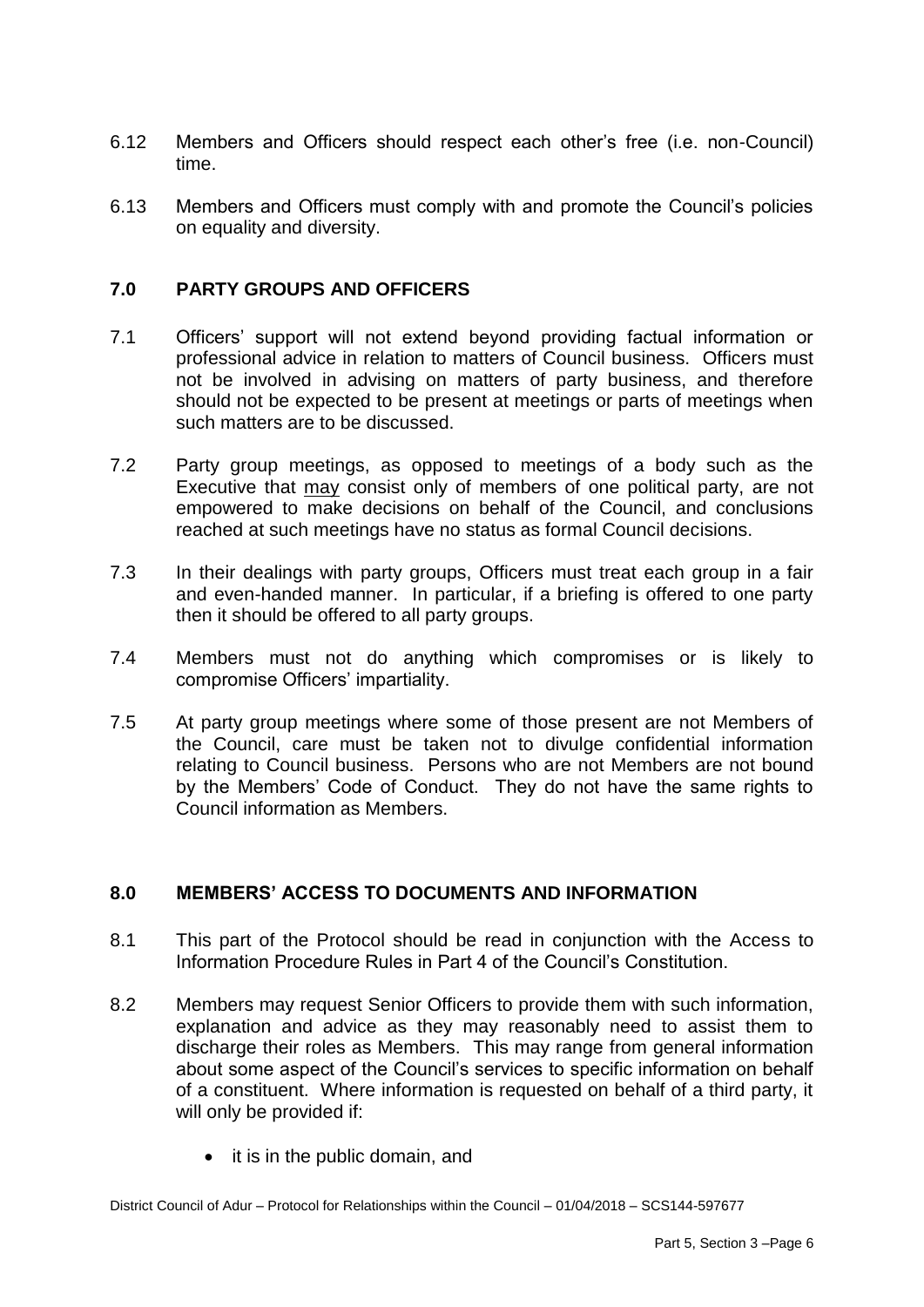6.12 Members and Officers should respect each other's free (i.e. non-Council) time.

6.13 Members and Officers must comply with and promote the Council's policies on equality and diversity.

## 7.0 PARTY GROUPS AND OFFICERS

7.1 Officers' support will not extend beyond providing factual information or professional advice in relation to matters of Council business. Officers must not be involved in advising on matters of party business, and therefore should not be expected to be present at meetings or parts of meetings when such matters are to be discussed.

7.2 Party group meetings, as opposed to meetings of a body such as the Executive that <u>may</u> consist only of members of one political party, are not empowered to make decisions on behalf of the Council, and conclusions reached at such meetings have no status as formal Council decisions.

7.3 In their dealings with party groups, Officers must treat each group in a fair and even-handed manner. In particular, if a briefing is offered to one party then it should be offered to all party groups.

7.4 Members must not do anything which compromises or is likely to compromise Officers' impartiality.

7.5 At party group meetings where some of those present are not Members of the Council, care must be taken not to divulge confidential information relating to Council business. Persons who are not Members are not bound by the Members' Code of Conduct. They do not have the same rights to Council information as Members.

## 8.0 MEMBERS' ACCESS TO DOCUMENTS AND INFORMATION

8.1 This part of the Protocol should be read in conjunction with the Access to Information Procedure Rules in Part 4 of the Council's Constitution.

8.2 Members may request Senior Officers to provide them with such information, explanation and advice as they may reasonably need to assist them to discharge their roles as Members. This may range from general information about some aspect of the Council's services to specific information on behalf of a constituent. Where information is requested on behalf of a third party, it will only be provided if:

- it is in the public domain, and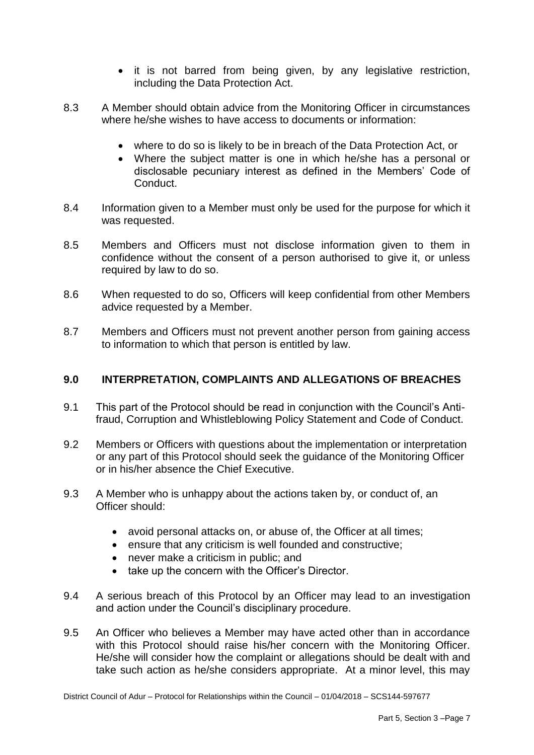- it is not barred from being given, by any legislative restriction, including the Data Protection Act.

8.3 A Member should obtain advice from the Monitoring Officer in circumstances where he/she wishes to have access to documents or information:

- where to do so is likely to be in breach of the Data Protection Act, or
- Where the subject matter is one in which he/she has a personal or disclosable pecuniary interest as defined in the Members' Code of Conduct.

8.4 Information given to a Member must only be used for the purpose for which it was requested.

8.5 Members and Officers must not disclose information given to them in confidence without the consent of a person authorised to give it, or unless required by law to do so.

8.6 When requested to do so, Officers will keep confidential from other Members advice requested by a Member.

8.7 Members and Officers must not prevent another person from gaining access to information to which that person is entitled by law.

## 9.0 INTERPRETATION, COMPLAINTS AND ALLEGATIONS OF BREACHES

9.1 This part of the Protocol should be read in conjunction with the Council's Anti-fraud, Corruption and Whistleblowing Policy Statement and Code of Conduct.

9.2 Members or Officers with questions about the implementation or interpretation or any part of this Protocol should seek the guidance of the Monitoring Officer or in his/her absence the Chief Executive.

9.3 A Member who is unhappy about the actions taken by, or conduct of, an Officer should:

- avoid personal attacks on, or abuse of, the Officer at all times;
- ensure that any criticism is well founded and constructive;
- never make a criticism in public; and
- take up the concern with the Officer's Director.

9.4 A serious breach of this Protocol by an Officer may lead to an investigation and action under the Council's disciplinary procedure.

9.5 An Officer who believes a Member may have acted other than in accordance with this Protocol should raise his/her concern with the Monitoring Officer. He/she will consider how the complaint or allegations should be dealt with and take such action as he/she considers appropriate. At a minor level, this may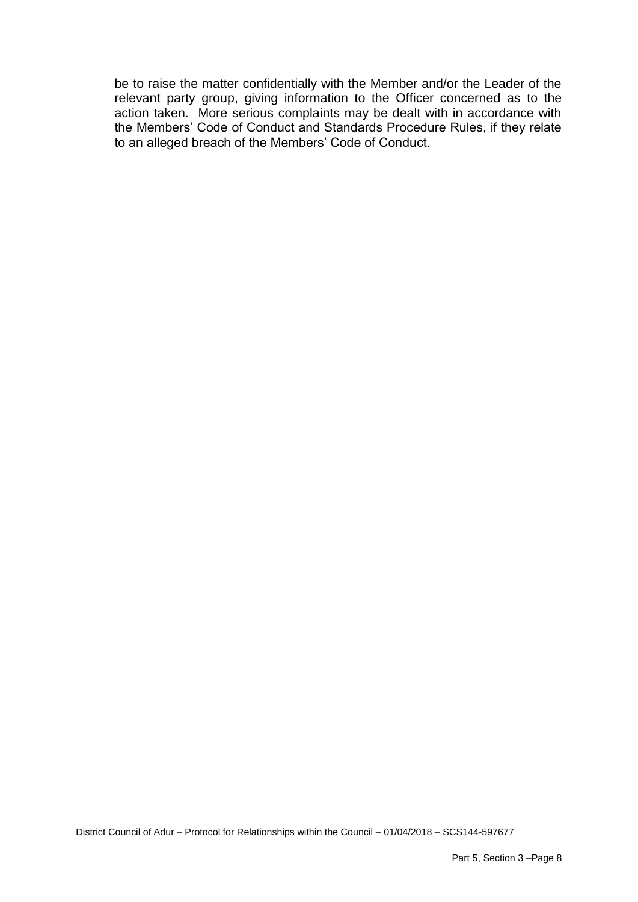be to raise the matter confidentially with the Member and/or the Leader of the relevant party group, giving information to the Officer concerned as to the action taken. More serious complaints may be dealt with in accordance with the Members' Code of Conduct and Standards Procedure Rules, if they relate to an alleged breach of the Members' Code of Conduct.